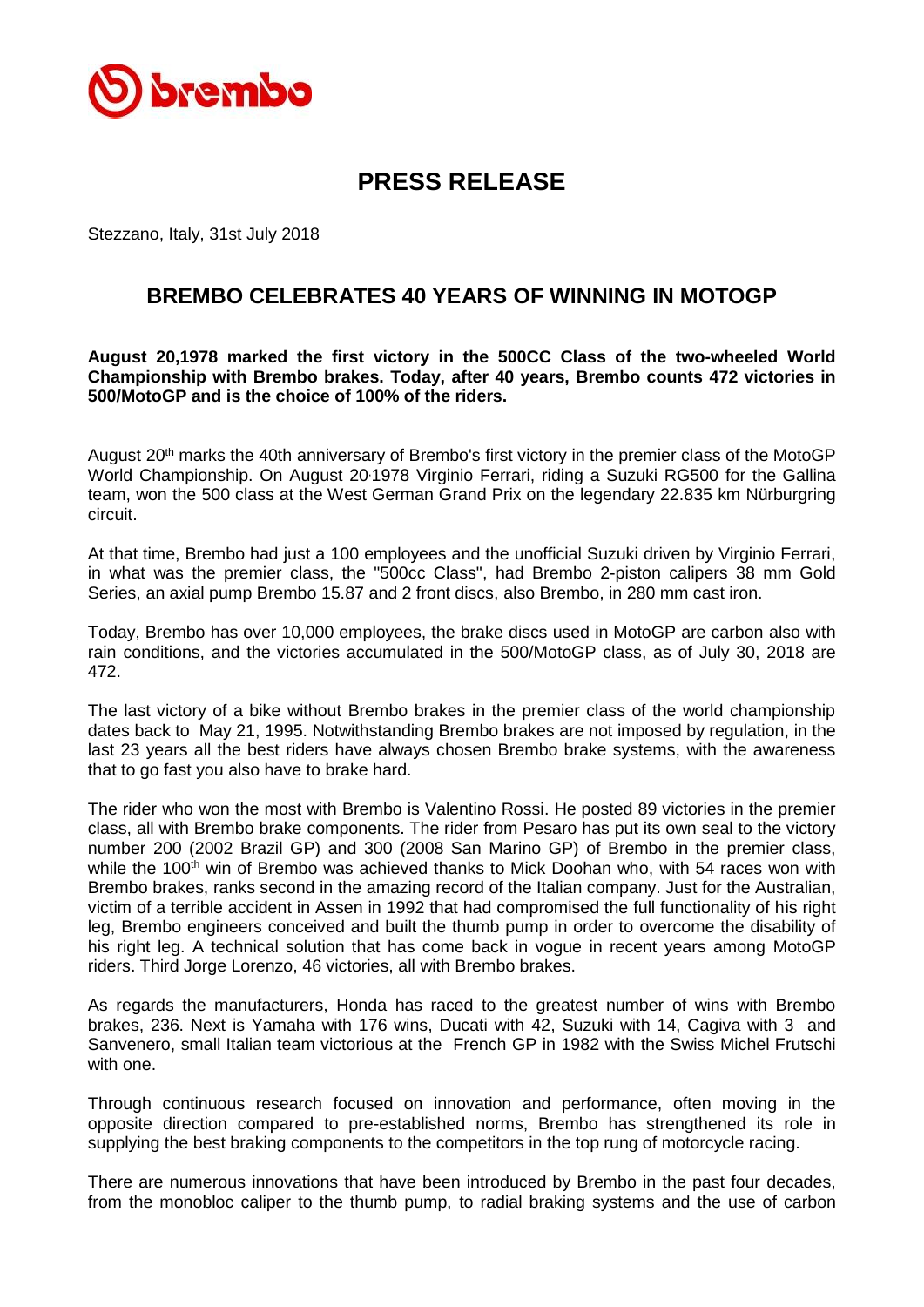# PRESS RELEASE

Stezzano, Italy, 31st July 2018

## BREMBO CELEBRATES 40 YEARS OF WINNING IN MOTOGP

**August 20,1978 marked the first victory in the 500CC Class of the two-wheeled World Championship with Brembo brakes. Today, after 40 years, Brembo counts 472 victories in 500/MotoGP and is the choice of 100% of the riders.**

August 20th marks the 40th anniversary of Brembo's first victory in the premier class of the MotoGP World Championship. On August 20.1978 Virginio Ferrari, riding a Suzuki RG500 for the Gallina team, won the 500 class at the West German Grand Prix on the legendary 22.835 km Nürburgring circuit.

At that time, Brembo had just a 100 employees and the unofficial Suzuki driven by Virginio Ferrari, in what was the premier class, the "500cc Class", had Brembo 2-piston calipers 38 mm Gold Series, an axial pump Brembo 15.87 and 2 front discs, also Brembo, in 280 mm cast iron.

Today, Brembo has over 10,000 employees, the brake discs used in MotoGP are carbon also with rain conditions, and the victories accumulated in the 500/MotoGP class, as of July 30, 2018 are 472.

The last victory of a bike without Brembo brakes in the premier class of the world championship dates back to May 21, 1995. Notwithstanding Brembo brakes are not imposed by regulation, in the last 23 years all the best riders have always chosen Brembo brake systems, with the awareness that to go fast you also have to brake hard.

The rider who won the most with Brembo is Valentino Rossi. He posted 89 victories in the premier class, all with Brembo brake components. The rider from Pesaro has put its own seal to the victory number 200 (2002 Brazil GP) and 300 (2008 San Marino GP) of Brembo in the premier class, while the 100th win of Brembo was achieved thanks to Mick Doohan who, with 54 races won with Brembo brakes, ranks second in the amazing record of the Italian company. Just for the Australian, victim of a terrible accident in Assen in 1992 that had compromised the full functionality of his right leg, Brembo engineers conceived and built the thumb pump in order to overcome the disability of his right leg. A technical solution that has come back in vogue in recent years among MotoGP riders. Third Jorge Lorenzo, 46 victories, all with Brembo brakes.

As regards the manufacturers, Honda has raced to the greatest number of wins with Brembo brakes, 236. Next is Yamaha with 176 wins, Ducati with 42, Suzuki with 14, Cagiva with 3 and Sanvenero, small Italian team victorious at the French GP in 1982 with the Swiss Michel Frutschi with one.

Through continuous research focused on innovation and performance, often moving in the opposite direction compared to pre-established norms, Brembo has strengthened its role in supplying the best braking components to the competitors in the top rung of motorcycle racing.

There are numerous innovations that have been introduced by Brembo in the past four decades, from the monobloc caliper to the thumb pump, to radial braking systems and the use of carbon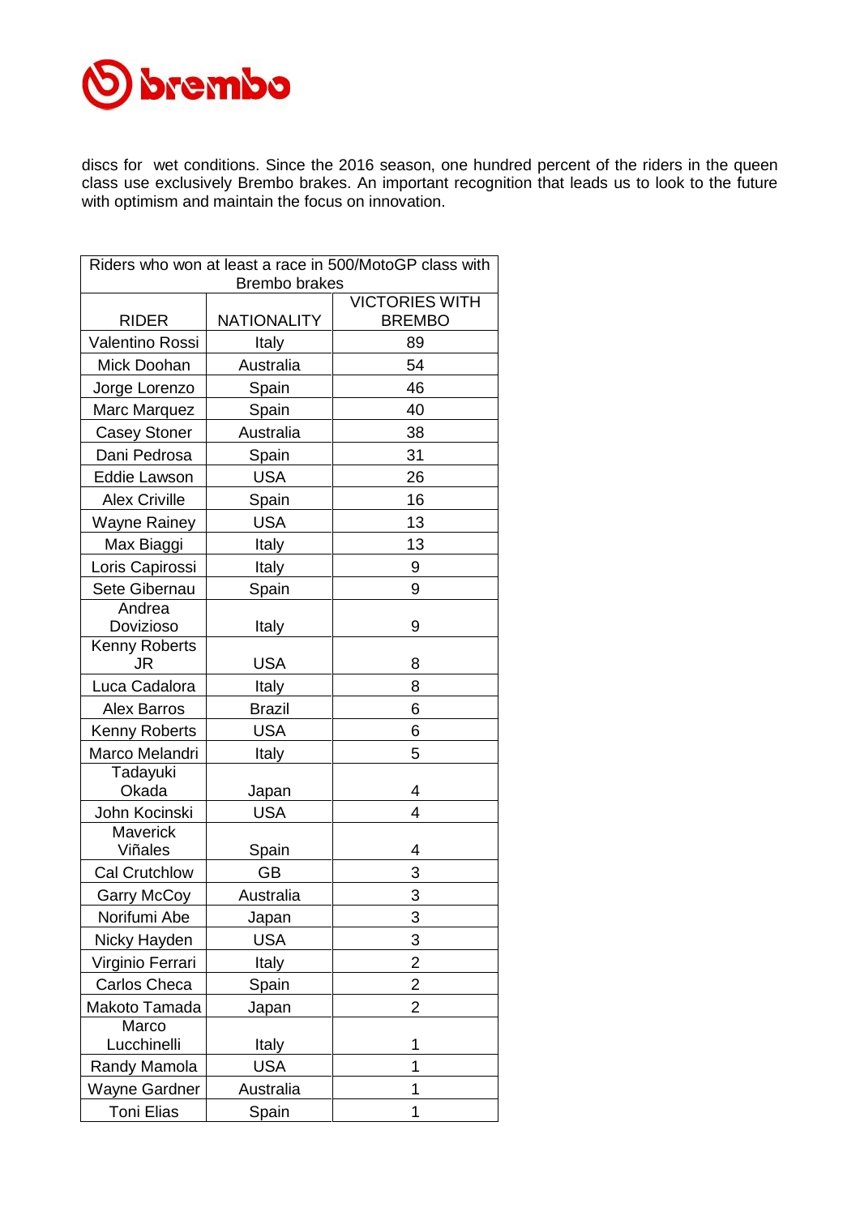discs for wet conditions. Since the 2016 season, one hundred percent of the riders in the queen class use exclusively Brembo brakes. An important recognition that leads us to look to the future with optimism and maintain the focus on innovation.

| Riders who won at least a race in 500/MotoGP class with Brembo brakes | | |
|---|---|---|
| RIDER | NATIONALITY | VICTORIES WITH BREMBO |
| Valentino Rossi | Italy | 89 |
| Mick Doohan | Australia | 54 |
| Jorge Lorenzo | Spain | 46 |
| Marc Marquez | Spain | 40 |
| Casey Stoner | Australia | 38 |
| Dani Pedrosa | Spain | 31 |
| Eddie Lawson | USA | 26 |
| Alex Criville | Spain | 16 |
| Wayne Rainey | USA | 13 |
| Max Biaggi | Italy | 13 |
| Loris Capirossi | Italy | 9 |
| Sete Gibernau | Spain | 9 |
| Andrea Dovizioso | Italy | 9 |
| Kenny Roberts JR | USA | 8 |
| Luca Cadalora | Italy | 8 |
| Alex Barros | Brazil | 6 |
| Kenny Roberts | USA | 6 |
| Marco Melandri | Italy | 5 |
| Tadayuki Okada | Japan | 4 |
| John Kocinski | USA | 4 |
| Maverick Viñales | Spain | 4 |
| Cal Crutchlow | GB | 3 |
| Garry McCoy | Australia | 3 |
| Norifumi Abe | Japan | 3 |
| Nicky Hayden | USA | 3 |
| Virginio Ferrari | Italy | 2 |
| Carlos Checa | Spain | 2 |
| Makoto Tamada | Japan | 2 |
| Marco Lucchinelli | Italy | 1 |
| Randy Mamola | USA | 1 |
| Wayne Gardner | Australia | 1 |
| Toni Elias | Spain | 1 |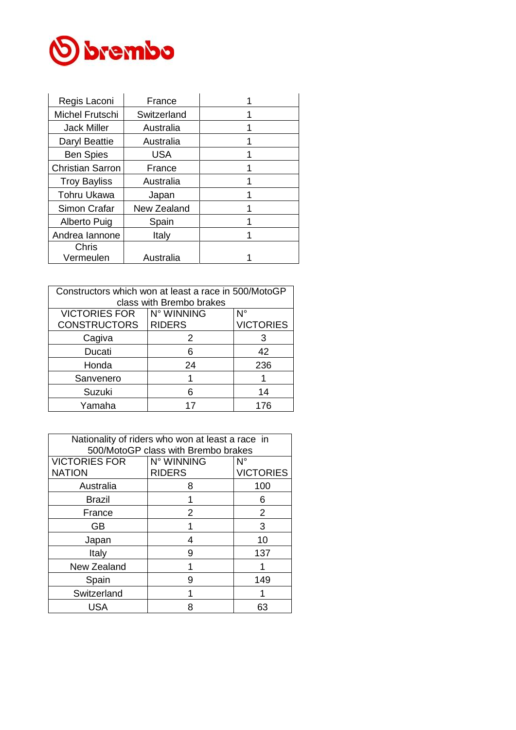brembo

| Regis Laconi | France | 1 |
|---|---|---|
| Michel Frutschi | Switzerland | 1 |
| Jack Miller | Australia | 1 |
| Daryl Beattie | Australia | 1 |
| Ben Spies | USA | 1 |
| Christian Sarron | France | 1 |
| Troy Bayliss | Australia | 1 |
| Tohru Ukawa | Japan | 1 |
| Simon Crafar | New Zealand | 1 |
| Alberto Puig | Spain | 1 |
| Andrea Iannone | Italy | 1 |
| Chris Vermeulen | Australia | 1 |

| Constructors which won at least a race in 500/MotoGP class with Brembo brakes | | |
|---|---|---|
| VICTORIES FOR CONSTRUCTORS | N° WINNING RIDERS | N° VICTORIES |
| Cagiva | 2 | 3 |
| Ducati | 6 | 42 |
| Honda | 24 | 236 |
| Sanvenero | 1 | 1 |
| Suzuki | 6 | 14 |
| Yamaha | 17 | 176 |

| Nationality of riders who won at least a race in 500/MotoGP class with Brembo brakes | | |
|---|---|---|
| VICTORIES FOR NATION | N° WINNING RIDERS | N° VICTORIES |
| Australia | 8 | 100 |
| Brazil | 1 | 6 |
| France | 2 | 2 |
| GB | 1 | 3 |
| Japan | 4 | 10 |
| Italy | 9 | 137 |
| New Zealand | 1 | 1 |
| Spain | 9 | 149 |
| Switzerland | 1 | 1 |
| USA | 8 | 63 |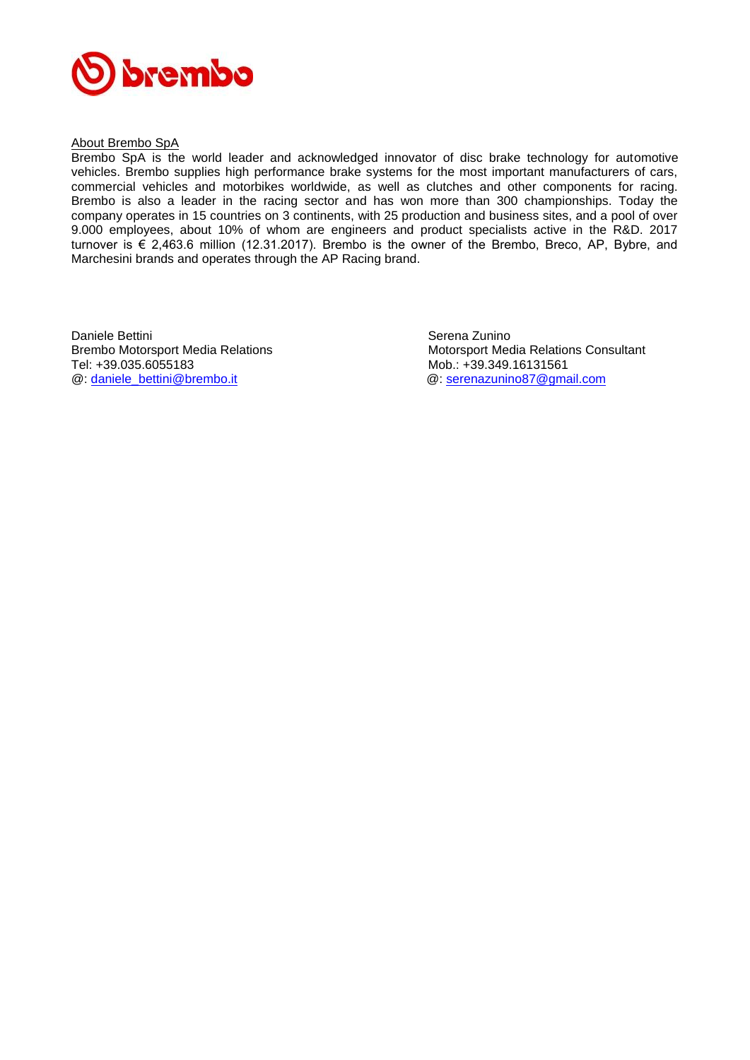About Brembo SpA

Brembo SpA is the world leader and acknowledged innovator of disc brake technology for automotive vehicles. Brembo supplies high performance brake systems for the most important manufacturers of cars, commercial vehicles and motorbikes worldwide, as well as clutches and other components for racing. Brembo is also a leader in the racing sector and has won more than 300 championships. Today the company operates in 15 countries on 3 continents, with 25 production and business sites, and a pool of over 9.000 employees, about 10% of whom are engineers and product specialists active in the R&D. 2017 turnover is € 2,463.6 million (12.31.2017). Brembo is the owner of the Brembo, Breco, AP, Bybre, and Marchesini brands and operates through the AP Racing brand.

Daniele Bettini
Brembo Motorsport Media Relations
Tel: +39.035.6055183
@: daniele_bettini@brembo.it

Serena Zunino
Motorsport Media Relations Consultant
Mob.: +39.349.16131561
@: serenazunino87@gmail.com